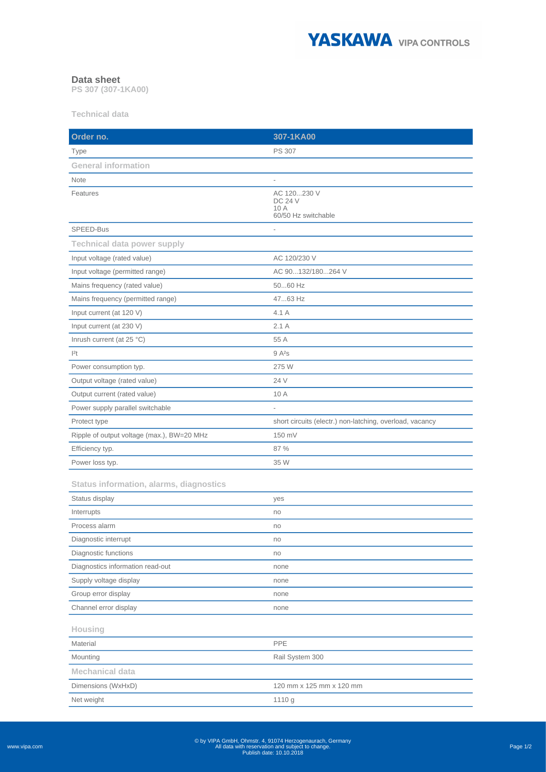# Data sheet

**PS 307 (307-1KA00)**

## Technical data

| Order no. | 307-1KA00 |
|---|---|
| Type | PS 307 |
| **General information** | |
| Note | - |
| Features | AC 120...230 V<br>DC 24 V<br>10 A<br>60/50 Hz switchable |
| SPEED-Bus | - |
| **Technical data power supply** | |
| Input voltage (rated value) | AC 120/230 V |
| Input voltage (permitted range) | AC 90...132/180...264 V |
| Mains frequency (rated value) | 50...60 Hz |
| Mains frequency (permitted range) | 47...63 Hz |
| Input current (at 120 V) | 4.1 A |
| Input current (at 230 V) | 2.1 A |
| Inrush current (at 25 °C) | 55 A |
| $I^2t$ | 9 $A^2s$ |
| Power consumption typ. | 275 W |
| Output voltage (rated value) | 24 V |
| Output current (rated value) | 10 A |
| Power supply parallel switchable | - |
| Protect type | short circuits (electr.) non-latching, overload, vacancy |
| Ripple of output voltage (max.), BW=20 MHz | 150 mV |
| Efficiency typ. | 87 % |
| Power loss typ. | 35 W |
| **Status information, alarms, diagnostics** | |
| Status display | yes |
| Interrupts | no |
| Process alarm | no |
| Diagnostic interrupt | no |
| Diagnostic functions | no |
| Diagnostics information read-out | none |
| Supply voltage display | none |
| Group error display | none |
| Channel error display | none |
| **Housing** | |
| Material | PPE |
| Mounting | Rail System 300 |
| **Mechanical data** | |
| Dimensions (WxHxD) | 120 mm x 125 mm x 120 mm |
| Net weight | 1110 g |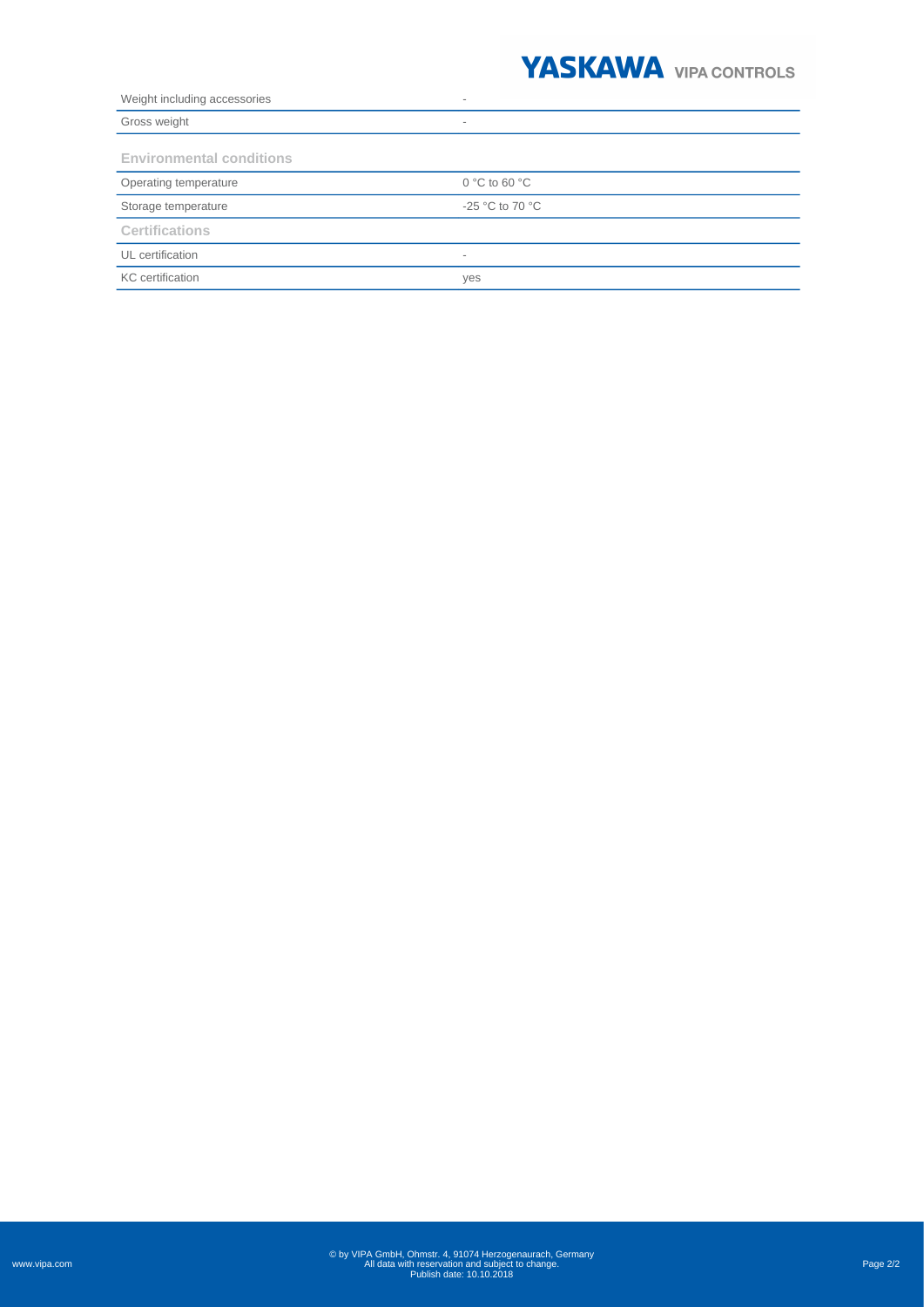| | |
|---|---|
| Weight including accessories | - |
| Gross weight | - |

## Environmental conditions

| | |
|---|---|
| Operating temperature | 0 °C to 60 °C |
| Storage temperature | -25 °C to 70 °C |

## Certifications

| | |
|---|---|
| UL certification | - |
| KC certification | yes |

© by VIPA GmbH, Ohmstr. 4, 91074 Herzogenaurach, Germany
All data with reservation and subject to change.
Publish date: 10.10.2018